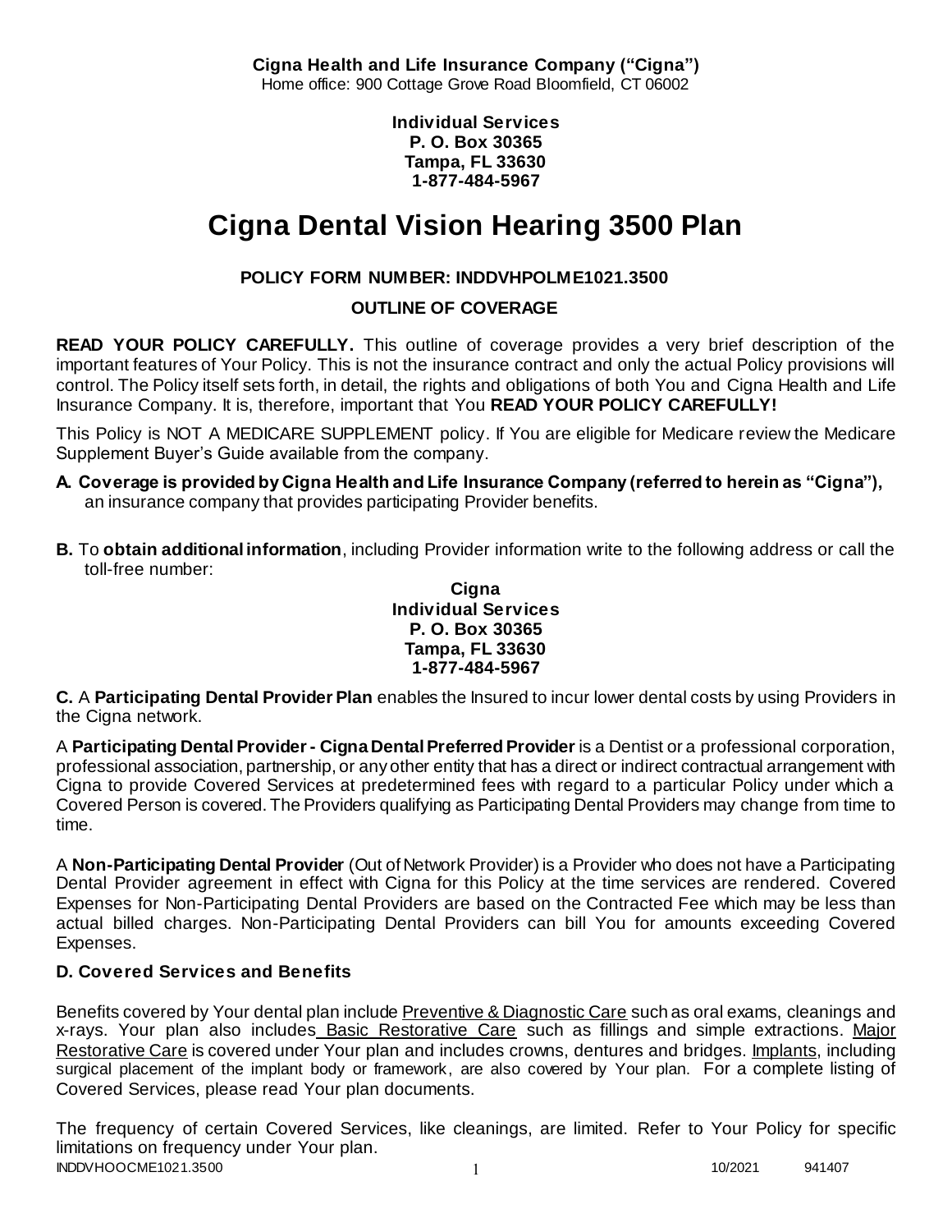**Cigna Health and Life Insurance Company ("Cigna")**
Home office: 900 Cottage Grove Road Bloomfield, CT 06002

**Individual Services**
**P. O. Box 30365**
**Tampa, FL 33630**
**1-877-484-5967**

# Cigna Dental Vision Hearing 3500 Plan

**POLICY FORM NUMBER: INDDVHPOLME1021.3500**

**OUTLINE OF COVERAGE**

**READ YOUR POLICY CAREFULLY.** This outline of coverage provides a very brief description of the important features of Your Policy. This is not the insurance contract and only the actual Policy provisions will control. The Policy itself sets forth, in detail, the rights and obligations of both You and Cigna Health and Life Insurance Company. It is, therefore, important that You **READ YOUR POLICY CAREFULLY!**

This Policy is NOT A MEDICARE SUPPLEMENT policy. If You are eligible for Medicare review the Medicare Supplement Buyer's Guide available from the company.

**A. Coverage is provided by Cigna Health and Life Insurance Company (referred to herein as "Cigna"),** an insurance company that provides participating Provider benefits.

**B.** To **obtain additional information**, including Provider information write to the following address or call the toll-free number:

**Cigna**
**Individual Services**
**P. O. Box 30365**
**Tampa, FL 33630**
**1-877-484-5967**

**C.** A **Participating Dental Provider Plan** enables the Insured to incur lower dental costs by using Providers in the Cigna network.

A **Participating Dental Provider - Cigna Dental Preferred Provider** is a Dentist or a professional corporation, professional association, partnership, or any other entity that has a direct or indirect contractual arrangement with Cigna to provide Covered Services at predetermined fees with regard to a particular Policy under which a Covered Person is covered. The Providers qualifying as Participating Dental Providers may change from time to time.

A **Non-Participating Dental Provider** (Out of Network Provider) is a Provider who does not have a Participating Dental Provider agreement in effect with Cigna for this Policy at the time services are rendered. Covered Expenses for Non-Participating Dental Providers are based on the Contracted Fee which may be less than actual billed charges. Non-Participating Dental Providers can bill You for amounts exceeding Covered Expenses.

### D. Covered Services and Benefits

Benefits covered by Your dental plan include Preventive & Diagnostic Care such as oral exams, cleanings and x-rays. Your plan also includes Basic Restorative Care such as fillings and simple extractions. Major Restorative Care is covered under Your plan and includes crowns, dentures and bridges. Implants, including surgical placement of the implant body or framework, are also covered by Your plan. For a complete listing of Covered Services, please read Your plan documents.

The frequency of certain Covered Services, like cleanings, are limited. Refer to Your Policy for specific limitations on frequency under Your plan.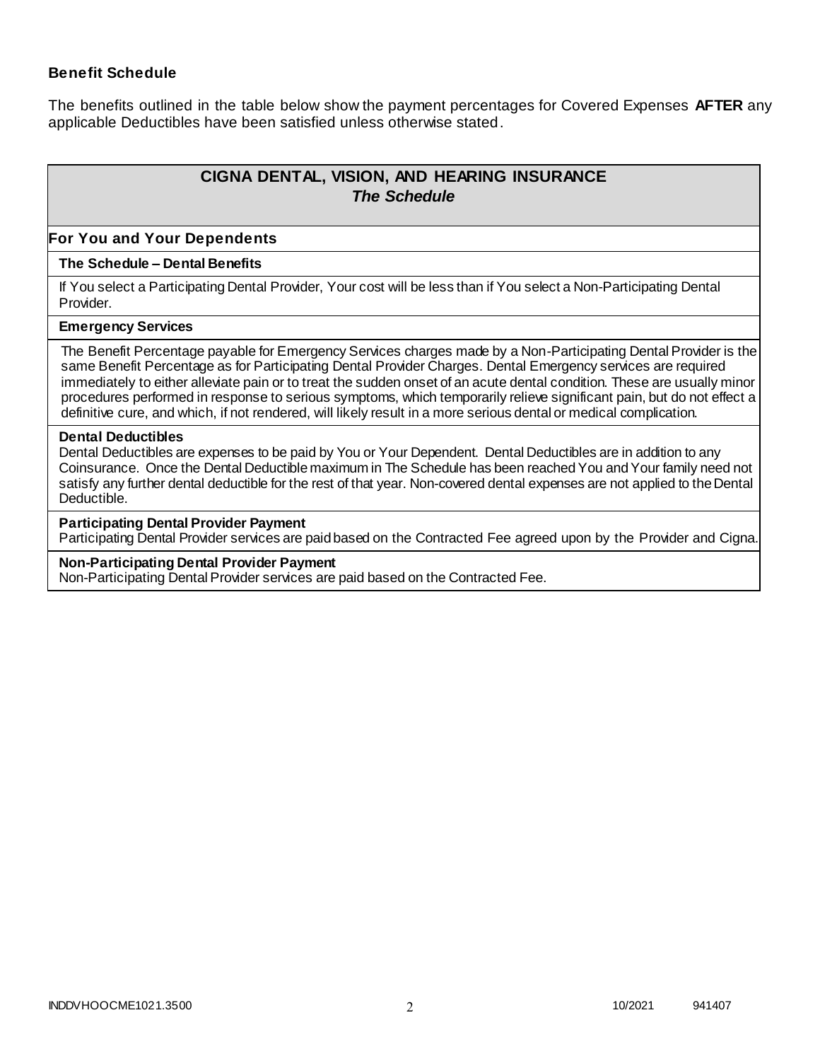**Benefit Schedule**

The benefits outlined in the table below show the payment percentages for Covered Expenses **AFTER** any applicable Deductibles have been satisfied unless otherwise stated.

## CIGNA DENTAL, VISION, AND HEARING INSURANCE
### *The Schedule*

**For You and Your Dependents**

**The Schedule – Dental Benefits**

If You select a Participating Dental Provider, Your cost will be less than if You select a Non-Participating Dental Provider.

**Emergency Services**

The Benefit Percentage payable for Emergency Services charges made by a Non-Participating Dental Provider is the same Benefit Percentage as for Participating Dental Provider Charges. Dental Emergency services are required immediately to either alleviate pain or to treat the sudden onset of an acute dental condition. These are usually minor procedures performed in response to serious symptoms, which temporarily relieve significant pain, but do not effect a definitive cure, and which, if not rendered, will likely result in a more serious dental or medical complication.

**Dental Deductibles**
Dental Deductibles are expenses to be paid by You or Your Dependent. Dental Deductibles are in addition to any Coinsurance. Once the Dental Deductible maximum in The Schedule has been reached You and Your family need not satisfy any further dental deductible for the rest of that year. Non-covered dental expenses are not applied to the Dental Deductible.

**Participating Dental Provider Payment**
Participating Dental Provider services are paid based on the Contracted Fee agreed upon by the Provider and Cigna.

**Non-Participating Dental Provider Payment**
Non-Participating Dental Provider services are paid based on the Contracted Fee.

INDDVHOOCME1021.3500 10/2021 941407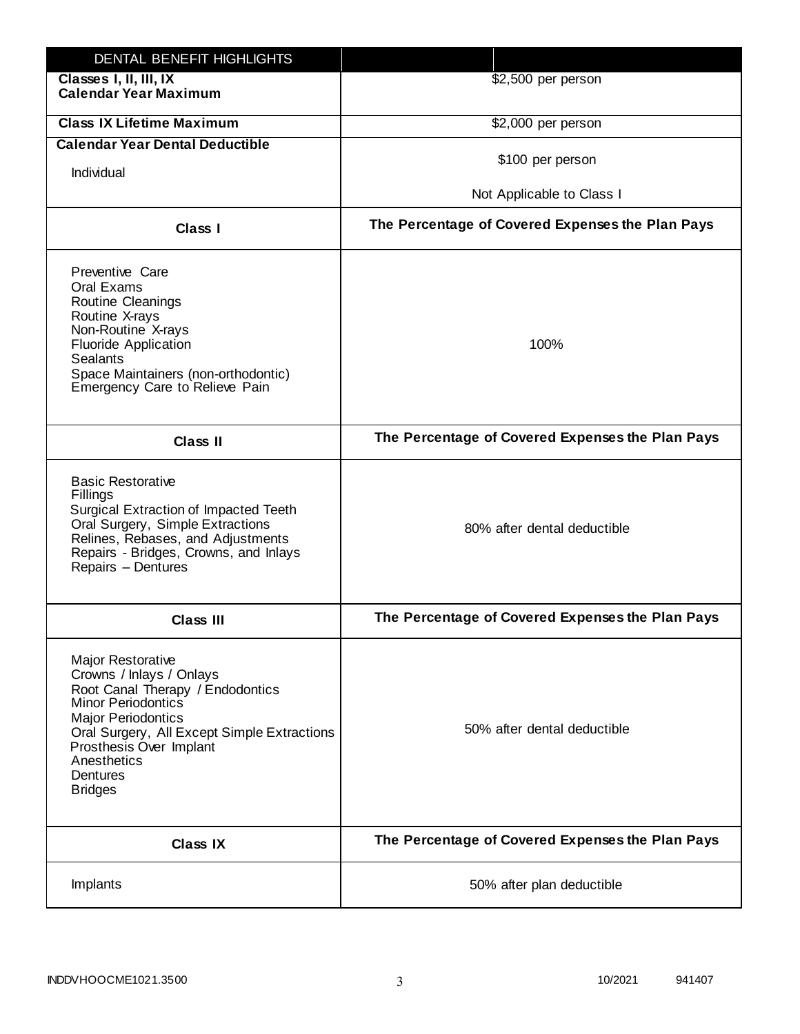| DENTAL BENEFIT HIGHLIGHTS | |
|---|---|
| **Classes I, II, III, IX Calendar Year Maximum** | $2,500 per person |
| **Class IX Lifetime Maximum** | $2,000 per person |
| **Calendar Year Dental Deductible**<br>Individual | $100 per person<br>Not Applicable to Class I |
| **Class I** | **The Percentage of Covered Expenses the Plan Pays** |
| Preventive Care<br>Oral Exams<br>Routine Cleanings<br>Routine X-rays<br>Non-Routine X-rays<br>Fluoride Application<br>Sealants<br>Space Maintainers (non-orthodontic)<br>Emergency Care to Relieve Pain | 100% |
| **Class II** | **The Percentage of Covered Expenses the Plan Pays** |
| Basic Restorative<br>Fillings<br>Surgical Extraction of Impacted Teeth<br>Oral Surgery, Simple Extractions<br>Relines, Rebases, and Adjustments<br>Repairs - Bridges, Crowns, and Inlays<br>Repairs – Dentures | 80% after dental deductible |
| **Class III** | **The Percentage of Covered Expenses the Plan Pays** |
| Major Restorative<br>Crowns / Inlays / Onlays<br>Root Canal Therapy / Endodontics<br>Minor Periodontics<br>Major Periodontics<br>Oral Surgery, All Except Simple Extractions<br>Prosthesis Over Implant<br>Anesthetics<br>Dentures<br>Bridges | 50% after dental deductible |
| **Class IX** | **The Percentage of Covered Expenses the Plan Pays** |
| Implants | 50% after plan deductible |

INDDVHOOCME1021.3500 10/2021 941407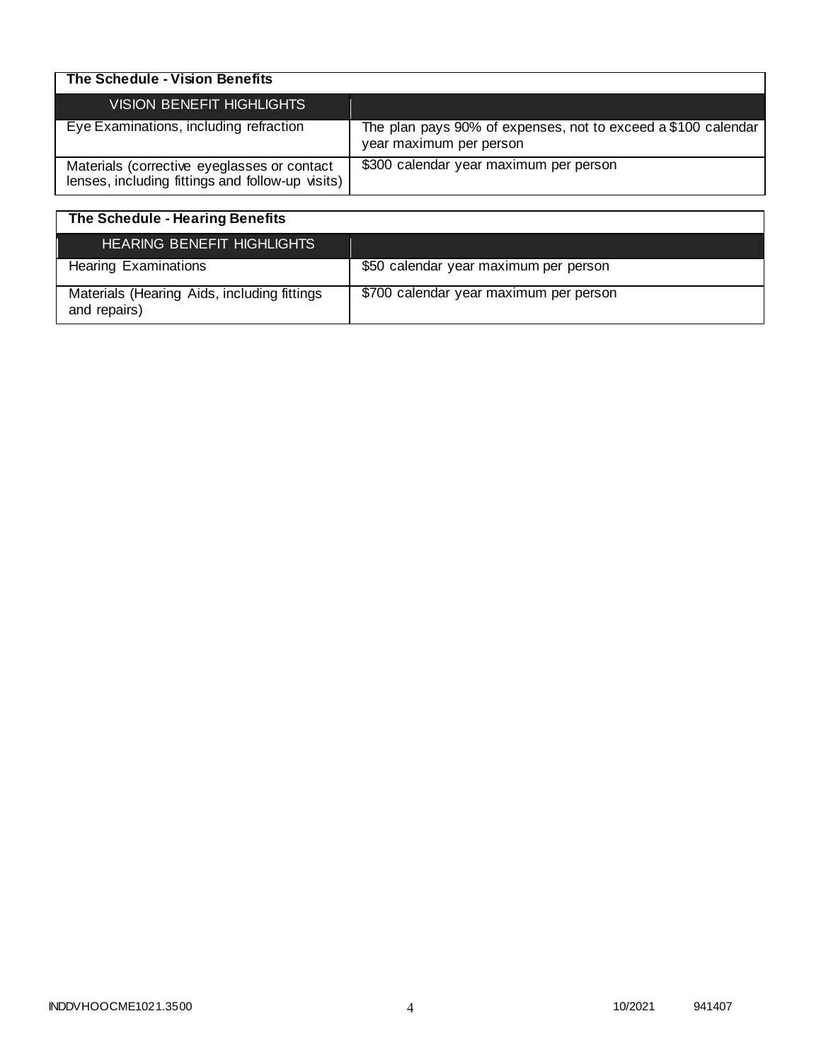**The Schedule - Vision Benefits**

| VISION BENEFIT HIGHLIGHTS | |
|---|---|
| Eye Examinations, including refraction | The plan pays 90% of expenses, not to exceed a $100 calendar year maximum per person |
| Materials (corrective eyeglasses or contact lenses, including fittings and follow-up visits) | $300 calendar year maximum per person |

**The Schedule - Hearing Benefits**

| HEARING BENEFIT HIGHLIGHTS | |
|---|---|
| Hearing Examinations | $50 calendar year maximum per person |
| Materials (Hearing Aids, including fittings and repairs) | $700 calendar year maximum per person |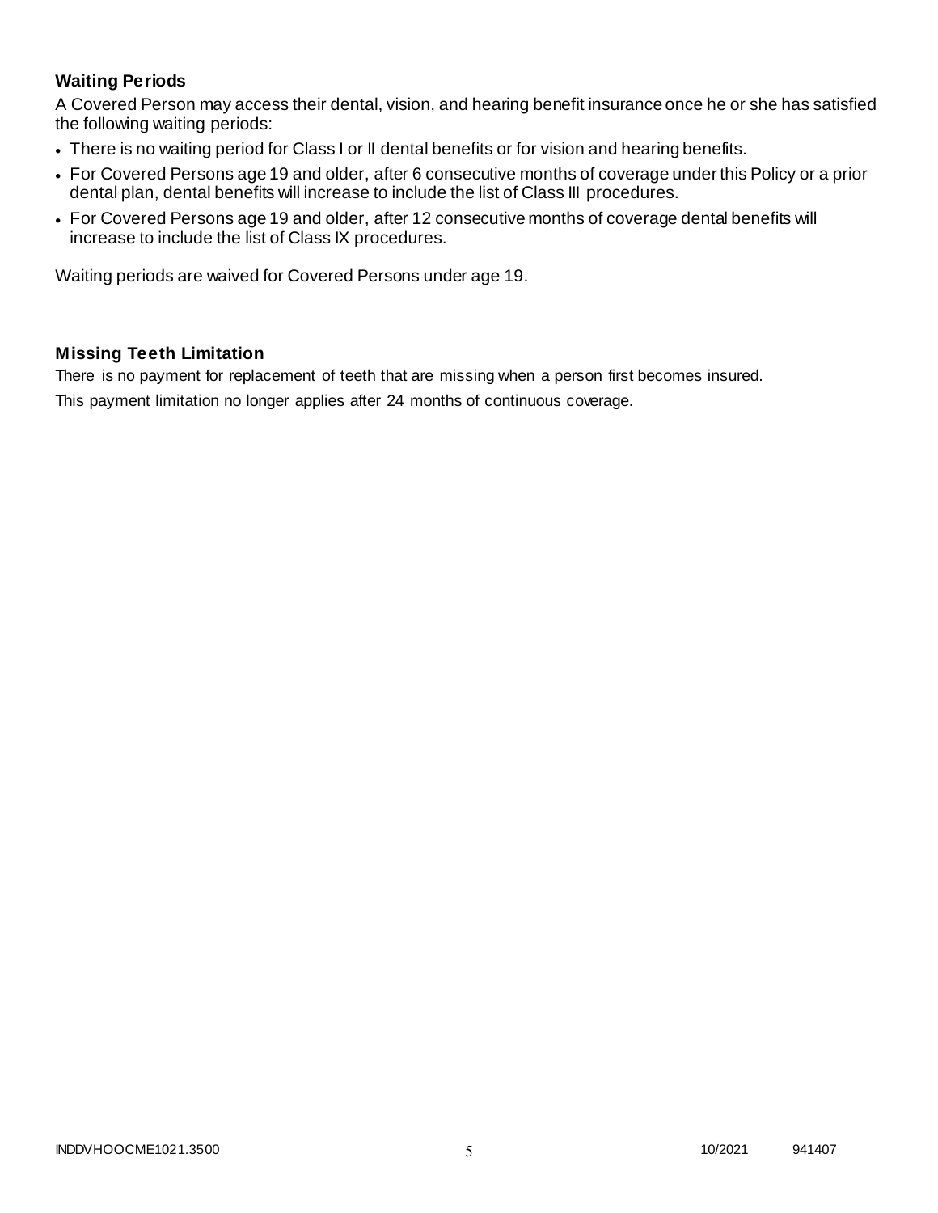### Waiting Periods

A Covered Person may access their dental, vision, and hearing benefit insurance once he or she has satisfied the following waiting periods:

- There is no waiting period for Class I or II dental benefits or for vision and hearing benefits.
- For Covered Persons age 19 and older, after 6 consecutive months of coverage under this Policy or a prior dental plan, dental benefits will increase to include the list of Class III procedures.
- For Covered Persons age 19 and older, after 12 consecutive months of coverage dental benefits will increase to include the list of Class IX procedures.

Waiting periods are waived for Covered Persons under age 19.

### Missing Teeth Limitation

There is no payment for replacement of teeth that are missing when a person first becomes insured.

This payment limitation no longer applies after 24 months of continuous coverage.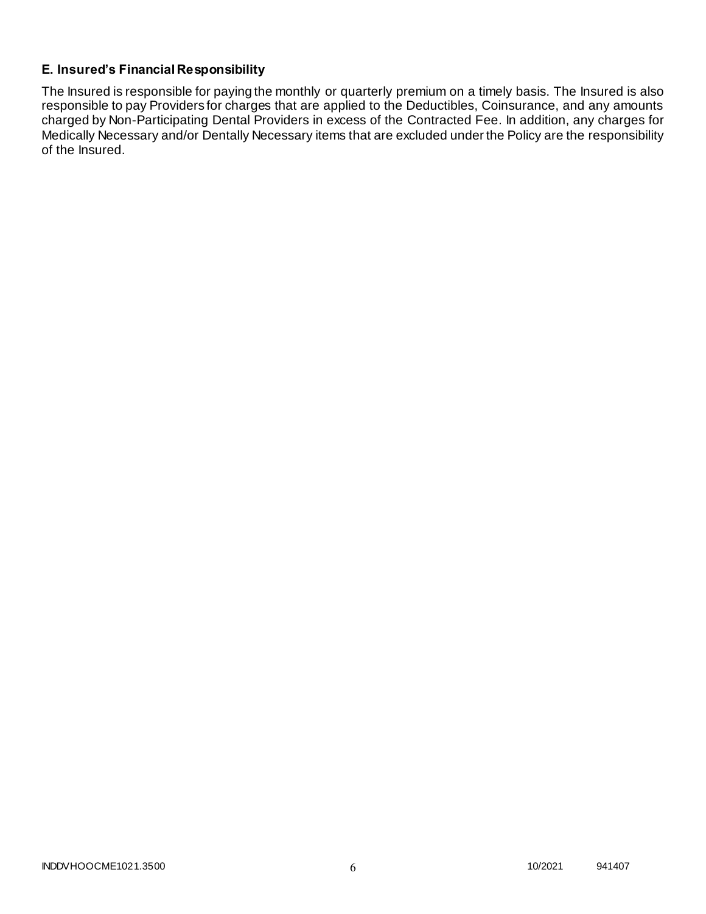### E. Insured's Financial Responsibility

The Insured is responsible for paying the monthly or quarterly premium on a timely basis. The Insured is also responsible to pay Providers for charges that are applied to the Deductibles, Coinsurance, and any amounts charged by Non-Participating Dental Providers in excess of the Contracted Fee. In addition, any charges for Medically Necessary and/or Dentally Necessary items that are excluded under the Policy are the responsibility of the Insured.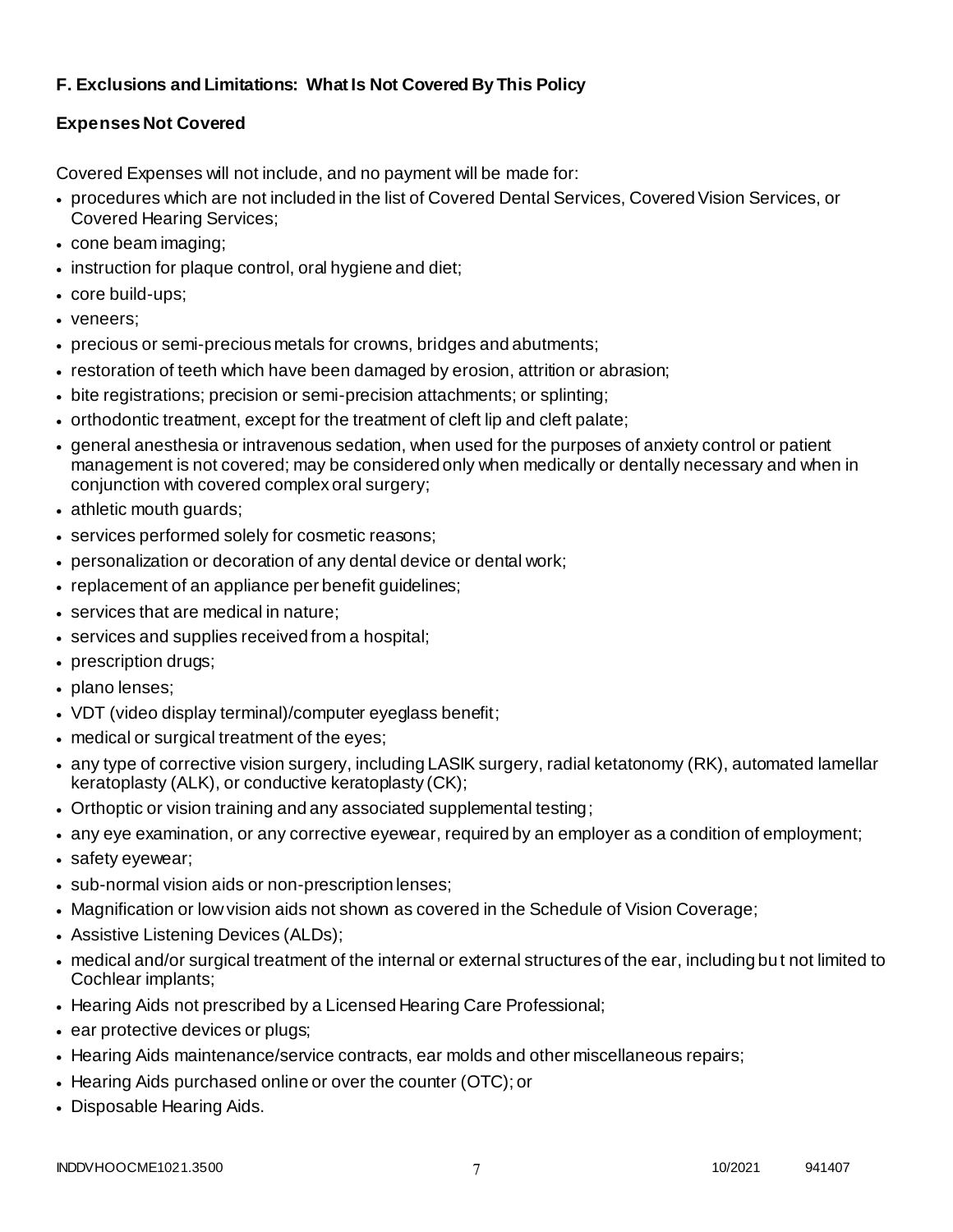### F. Exclusions and Limitations: What Is Not Covered By This Policy

#### Expenses Not Covered

Covered Expenses will not include, and no payment will be made for:

- procedures which are not included in the list of Covered Dental Services, Covered Vision Services, or Covered Hearing Services;
- cone beam imaging;
- instruction for plaque control, oral hygiene and diet;
- core build-ups;
- veneers;
- precious or semi-precious metals for crowns, bridges and abutments;
- restoration of teeth which have been damaged by erosion, attrition or abrasion;
- bite registrations; precision or semi-precision attachments; or splinting;
- orthodontic treatment, except for the treatment of cleft lip and cleft palate;
- general anesthesia or intravenous sedation, when used for the purposes of anxiety control or patient management is not covered; may be considered only when medically or dentally necessary and when in conjunction with covered complex oral surgery;
- athletic mouth guards;
- services performed solely for cosmetic reasons;
- personalization or decoration of any dental device or dental work;
- replacement of an appliance per benefit guidelines;
- services that are medical in nature;
- services and supplies received from a hospital;
- prescription drugs;
- plano lenses;
- VDT (video display terminal)/computer eyeglass benefit;
- medical or surgical treatment of the eyes;
- any type of corrective vision surgery, including LASIK surgery, radial ketatonomy (RK), automated lamellar keratoplasty (ALK), or conductive keratoplasty (CK);
- Orthoptic or vision training and any associated supplemental testing;
- any eye examination, or any corrective eyewear, required by an employer as a condition of employment;
- safety eyewear;
- sub-normal vision aids or non-prescription lenses;
- Magnification or low vision aids not shown as covered in the Schedule of Vision Coverage;
- Assistive Listening Devices (ALDs);
- medical and/or surgical treatment of the internal or external structures of the ear, including but not limited to Cochlear implants;
- Hearing Aids not prescribed by a Licensed Hearing Care Professional;
- ear protective devices or plugs;
- Hearing Aids maintenance/service contracts, ear molds and other miscellaneous repairs;
- Hearing Aids purchased online or over the counter (OTC); or
- Disposable Hearing Aids.

INDDVHOOCME1021.3500 10/2021 941407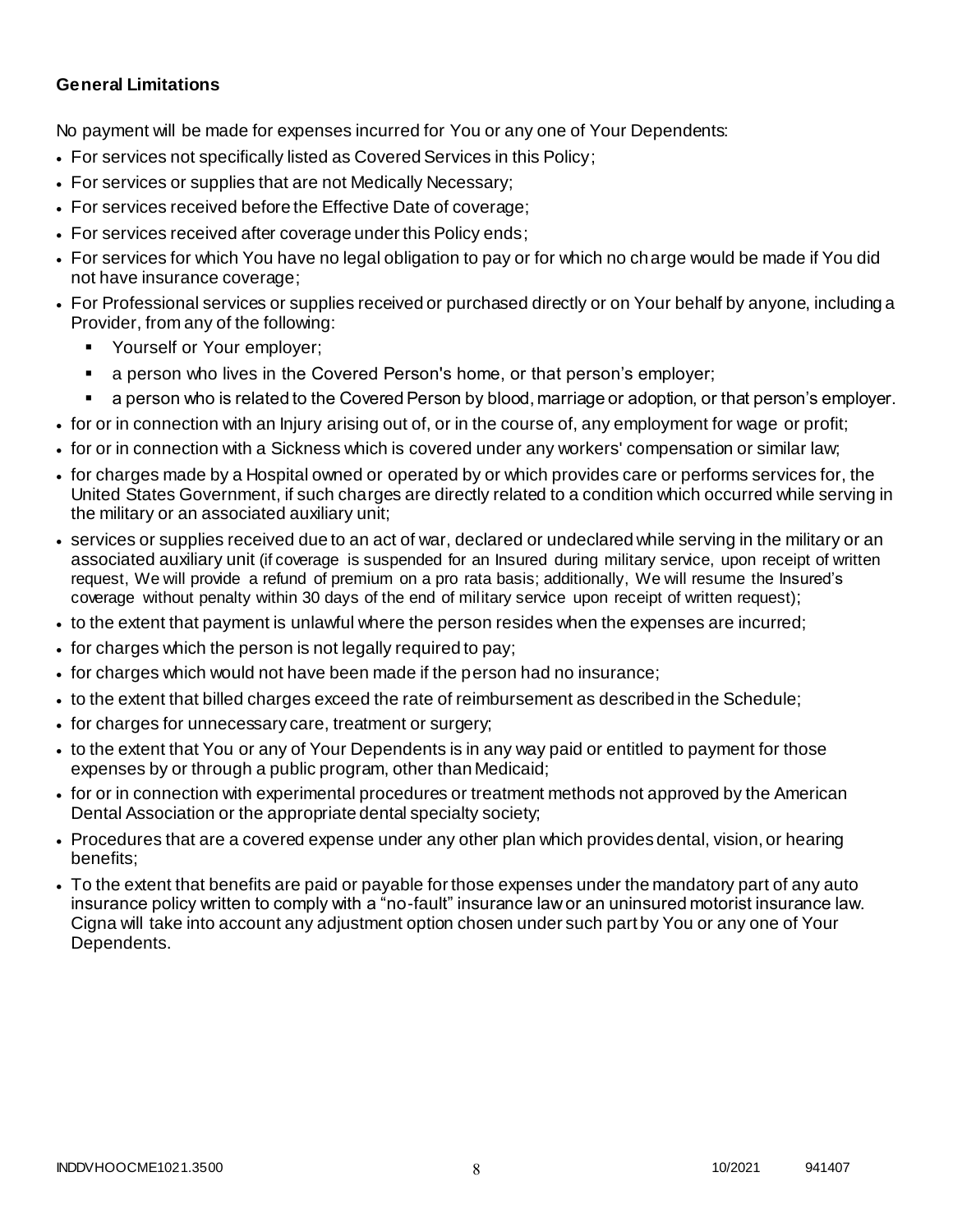**General Limitations**

No payment will be made for expenses incurred for You or any one of Your Dependents:

- For services not specifically listed as Covered Services in this Policy;
- For services or supplies that are not Medically Necessary;
- For services received before the Effective Date of coverage;
- For services received after coverage under this Policy ends;
- For services for which You have no legal obligation to pay or for which no charge would be made if You did not have insurance coverage;
- For Professional services or supplies received or purchased directly or on Your behalf by anyone, including a Provider, from any of the following:
  - Yourself or Your employer;
  - a person who lives in the Covered Person's home, or that person's employer;
  - a person who is related to the Covered Person by blood, marriage or adoption, or that person's employer.
- for or in connection with an Injury arising out of, or in the course of, any employment for wage or profit;
- for or in connection with a Sickness which is covered under any workers' compensation or similar law;
- for charges made by a Hospital owned or operated by or which provides care or performs services for, the United States Government, if such charges are directly related to a condition which occurred while serving in the military or an associated auxiliary unit;
- services or supplies received due to an act of war, declared or undeclared while serving in the military or an associated auxiliary unit (if coverage is suspended for an Insured during military service, upon receipt of written request, We will provide a refund of premium on a pro rata basis; additionally, We will resume the Insured's coverage without penalty within 30 days of the end of military service upon receipt of written request);
- to the extent that payment is unlawful where the person resides when the expenses are incurred;
- for charges which the person is not legally required to pay;
- for charges which would not have been made if the person had no insurance;
- to the extent that billed charges exceed the rate of reimbursement as described in the Schedule;
- for charges for unnecessary care, treatment or surgery;
- to the extent that You or any of Your Dependents is in any way paid or entitled to payment for those expenses by or through a public program, other than Medicaid;
- for or in connection with experimental procedures or treatment methods not approved by the American Dental Association or the appropriate dental specialty society;
- Procedures that are a covered expense under any other plan which provides dental, vision, or hearing benefits;
- To the extent that benefits are paid or payable for those expenses under the mandatory part of any auto insurance policy written to comply with a "no-fault" insurance law or an uninsured motorist insurance law. Cigna will take into account any adjustment option chosen under such part by You or any one of Your Dependents.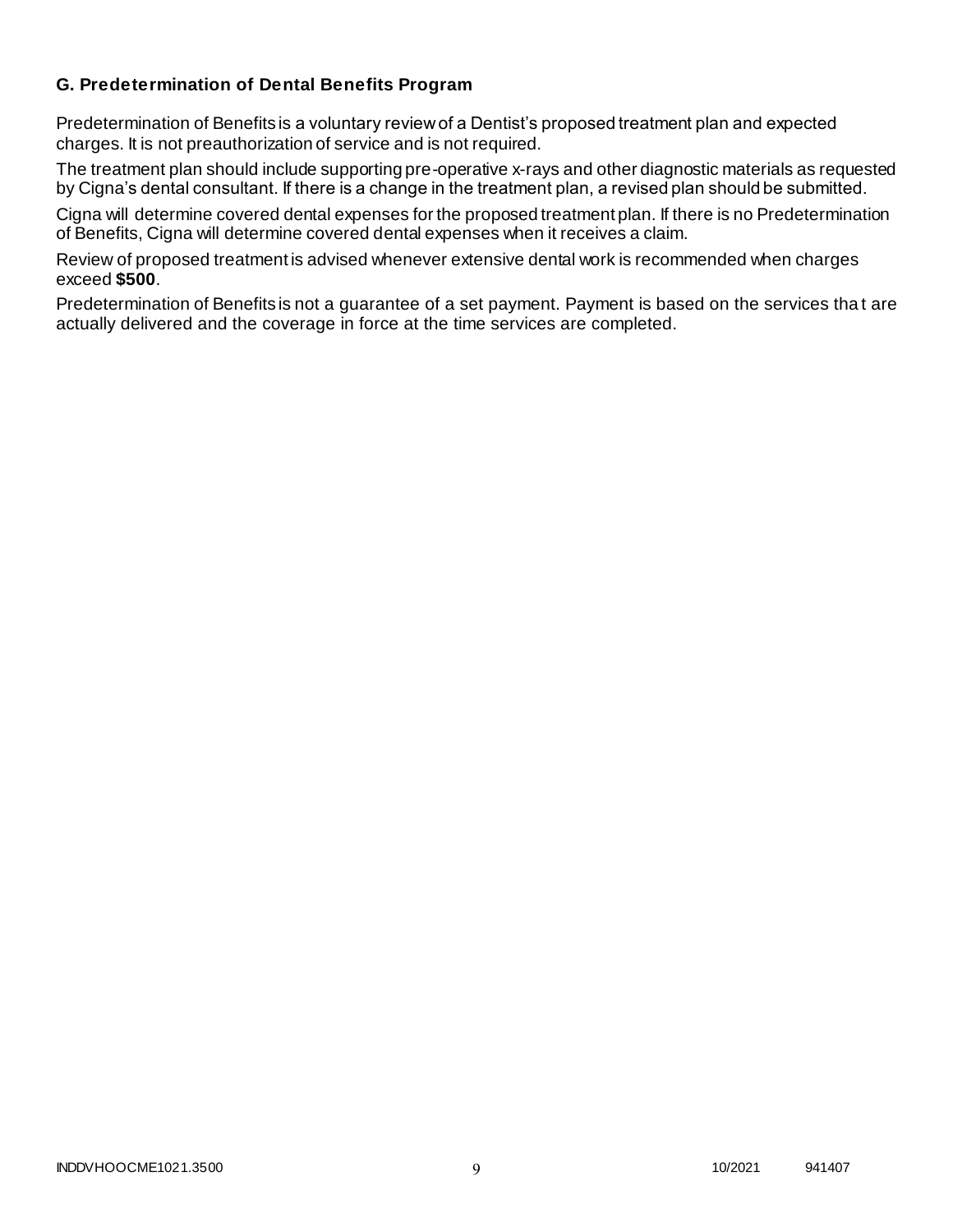### G. Predetermination of Dental Benefits Program

Predetermination of Benefits is a voluntary review of a Dentist's proposed treatment plan and expected charges. It is not preauthorization of service and is not required.

The treatment plan should include supporting pre-operative x-rays and other diagnostic materials as requested by Cigna's dental consultant. If there is a change in the treatment plan, a revised plan should be submitted.

Cigna will determine covered dental expenses for the proposed treatment plan. If there is no Predetermination of Benefits, Cigna will determine covered dental expenses when it receives a claim.

Review of proposed treatment is advised whenever extensive dental work is recommended when charges exceed **$500**.

Predetermination of Benefits is not a guarantee of a set payment. Payment is based on the services that are actually delivered and the coverage in force at the time services are completed.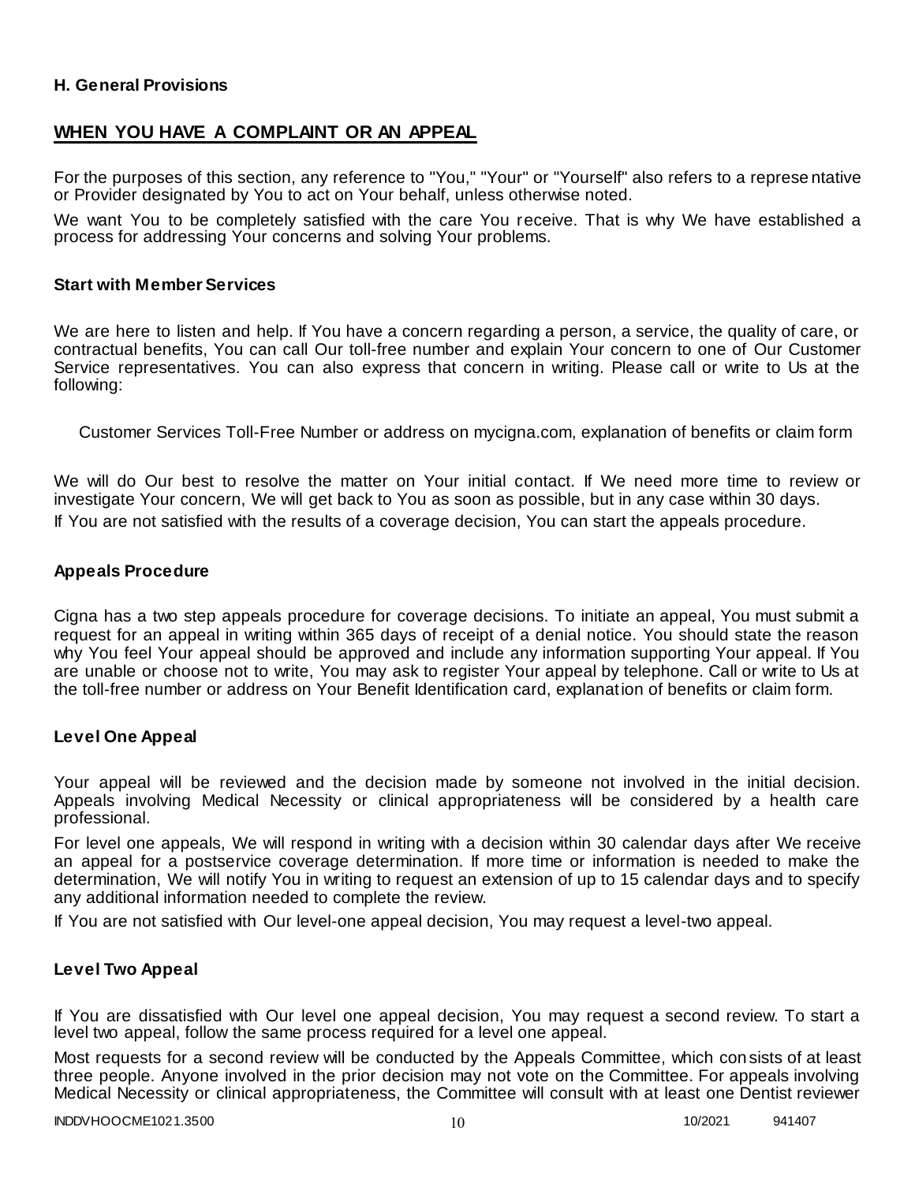**H. General Provisions**

## WHEN YOU HAVE A COMPLAINT OR AN APPEAL

For the purposes of this section, any reference to "You," "Your" or "Yourself" also refers to a representative or Provider designated by You to act on Your behalf, unless otherwise noted.

We want You to be completely satisfied with the care You receive. That is why We have established a process for addressing Your concerns and solving Your problems.

### Start with Member Services

We are here to listen and help. If You have a concern regarding a person, a service, the quality of care, or contractual benefits, You can call Our toll-free number and explain Your concern to one of Our Customer Service representatives. You can also express that concern in writing. Please call or write to Us at the following:

Customer Services Toll-Free Number or address on mycigna.com, explanation of benefits or claim form

We will do Our best to resolve the matter on Your initial contact. If We need more time to review or investigate Your concern, We will get back to You as soon as possible, but in any case within 30 days.

If You are not satisfied with the results of a coverage decision, You can start the appeals procedure.

### Appeals Procedure

Cigna has a two step appeals procedure for coverage decisions. To initiate an appeal, You must submit a request for an appeal in writing within 365 days of receipt of a denial notice. You should state the reason why You feel Your appeal should be approved and include any information supporting Your appeal. If You are unable or choose not to write, You may ask to register Your appeal by telephone. Call or write to Us at the toll-free number or address on Your Benefit Identification card, explanation of benefits or claim form.

### Level One Appeal

Your appeal will be reviewed and the decision made by someone not involved in the initial decision. Appeals involving Medical Necessity or clinical appropriateness will be considered by a health care professional.

For level one appeals, We will respond in writing with a decision within 30 calendar days after We receive an appeal for a postservice coverage determination. If more time or information is needed to make the determination, We will notify You in writing to request an extension of up to 15 calendar days and to specify any additional information needed to complete the review.

If You are not satisfied with Our level-one appeal decision, You may request a level-two appeal.

### Level Two Appeal

If You are dissatisfied with Our level one appeal decision, You may request a second review. To start a level two appeal, follow the same process required for a level one appeal.

Most requests for a second review will be conducted by the Appeals Committee, which consists of at least three people. Anyone involved in the prior decision may not vote on the Committee. For appeals involving Medical Necessity or clinical appropriateness, the Committee will consult with at least one Dentist reviewer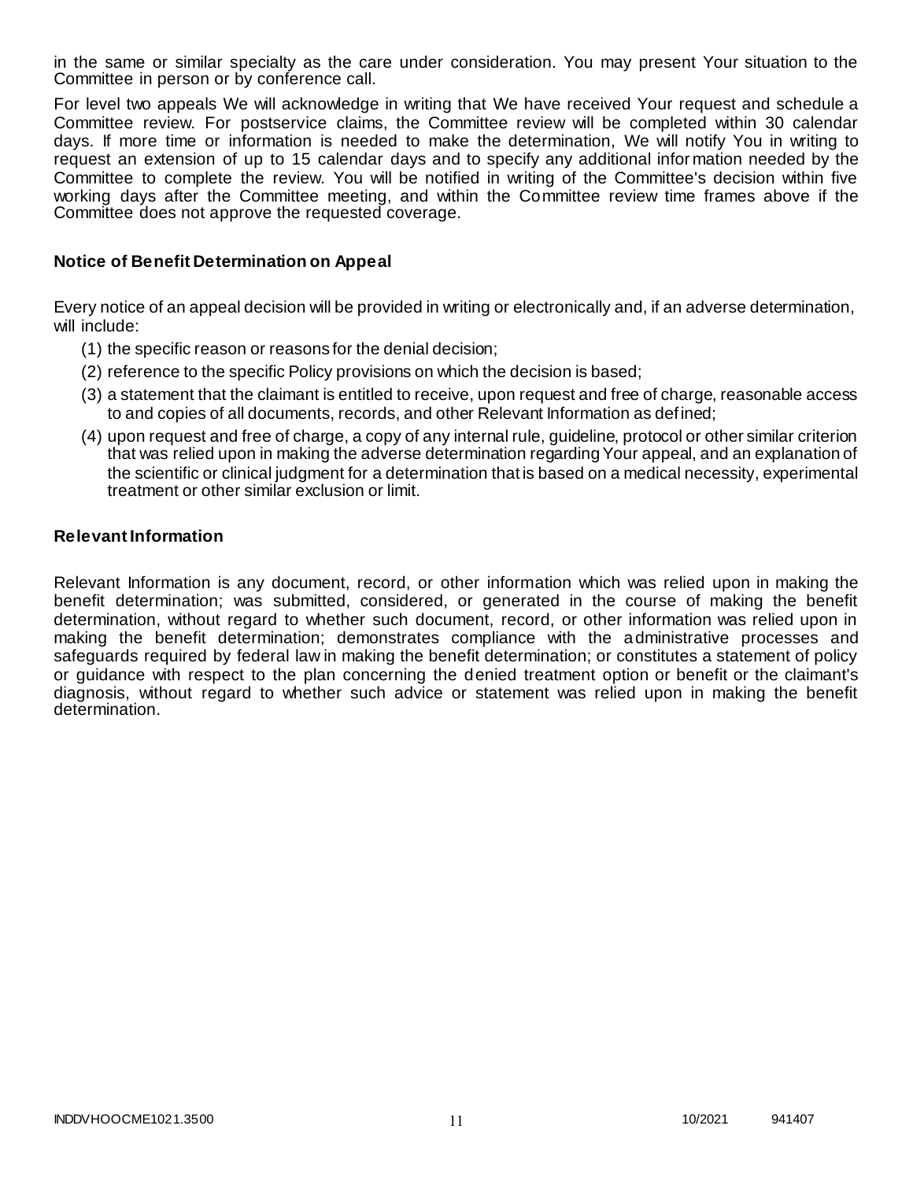in the same or similar specialty as the care under consideration. You may present Your situation to the Committee in person or by conference call.

For level two appeals We will acknowledge in writing that We have received Your request and schedule a Committee review. For postservice claims, the Committee review will be completed within 30 calendar days. If more time or information is needed to make the determination, We will notify You in writing to request an extension of up to 15 calendar days and to specify any additional information needed by the Committee to complete the review. You will be notified in writing of the Committee's decision within five working days after the Committee meeting, and within the Committee review time frames above if the Committee does not approve the requested coverage.

### Notice of Benefit Determination on Appeal

Every notice of an appeal decision will be provided in writing or electronically and, if an adverse determination, will include:

(1) the specific reason or reasons for the denial decision;

(2) reference to the specific Policy provisions on which the decision is based;

(3) a statement that the claimant is entitled to receive, upon request and free of charge, reasonable access to and copies of all documents, records, and other Relevant Information as defined;

(4) upon request and free of charge, a copy of any internal rule, guideline, protocol or other similar criterion that was relied upon in making the adverse determination regarding Your appeal, and an explanation of the scientific or clinical judgment for a determination that is based on a medical necessity, experimental treatment or other similar exclusion or limit.

### Relevant Information

Relevant Information is any document, record, or other information which was relied upon in making the benefit determination; was submitted, considered, or generated in the course of making the benefit determination, without regard to whether such document, record, or other information was relied upon in making the benefit determination; demonstrates compliance with the administrative processes and safeguards required by federal law in making the benefit determination; or constitutes a statement of policy or guidance with respect to the plan concerning the denied treatment option or benefit or the claimant's diagnosis, without regard to whether such advice or statement was relied upon in making the benefit determination.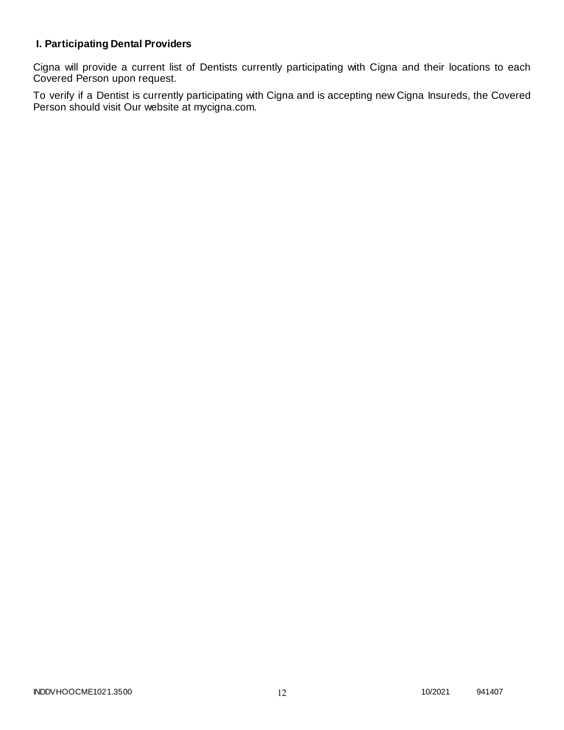## I. Participating Dental Providers

Cigna will provide a current list of Dentists currently participating with Cigna and their locations to each Covered Person upon request.

To verify if a Dentist is currently participating with Cigna and is accepting new Cigna Insureds, the Covered Person should visit Our website at mycigna.com.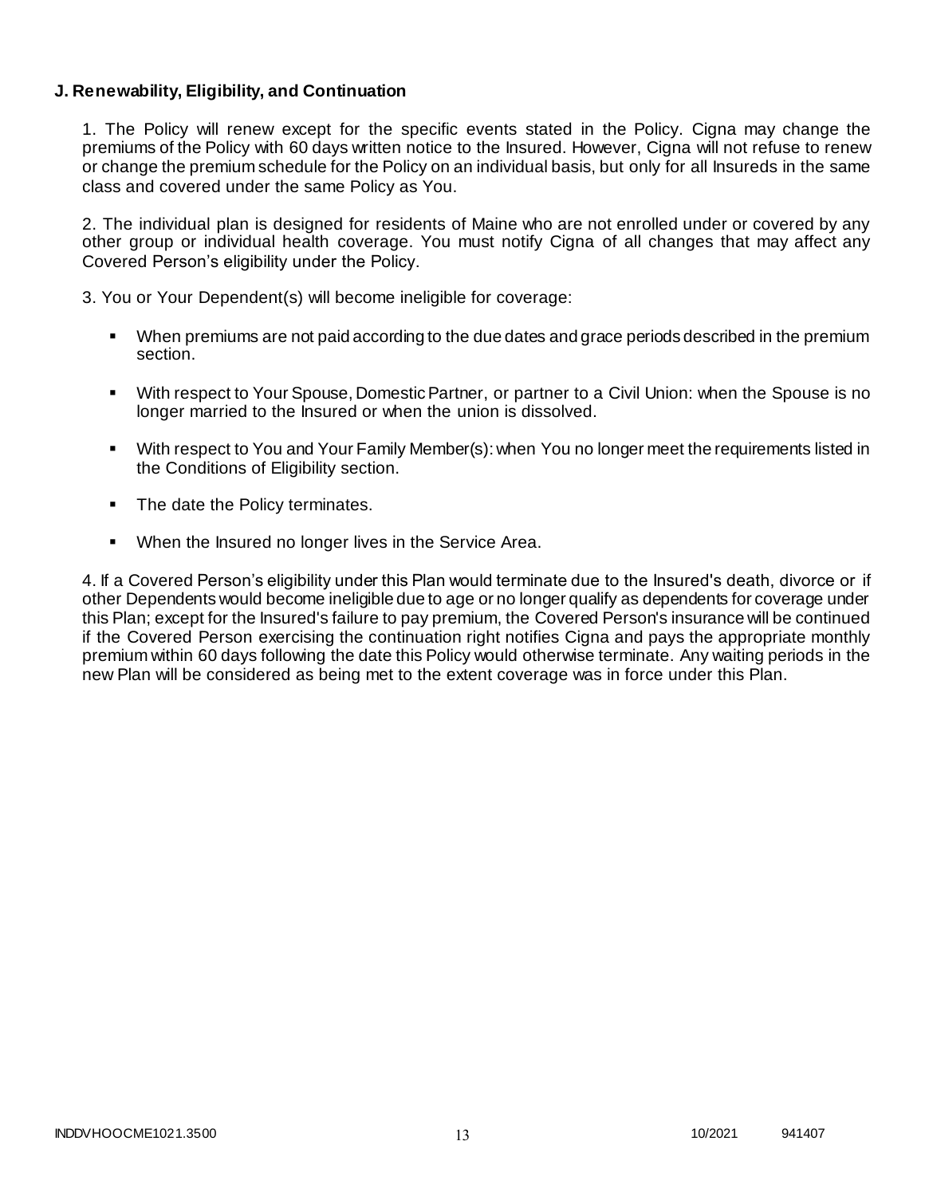### J. Renewability, Eligibility, and Continuation

1. The Policy will renew except for the specific events stated in the Policy. Cigna may change the premiums of the Policy with 60 days written notice to the Insured. However, Cigna will not refuse to renew or change the premium schedule for the Policy on an individual basis, but only for all Insureds in the same class and covered under the same Policy as You.

2. The individual plan is designed for residents of Maine who are not enrolled under or covered by any other group or individual health coverage. You must notify Cigna of all changes that may affect any Covered Person's eligibility under the Policy.

3. You or Your Dependent(s) will become ineligible for coverage:

- When premiums are not paid according to the due dates and grace periods described in the premium section.
- With respect to Your Spouse, Domestic Partner, or partner to a Civil Union: when the Spouse is no longer married to the Insured or when the union is dissolved.
- With respect to You and Your Family Member(s): when You no longer meet the requirements listed in the Conditions of Eligibility section.
- The date the Policy terminates.
- When the Insured no longer lives in the Service Area.

4. If a Covered Person's eligibility under this Plan would terminate due to the Insured's death, divorce or if other Dependents would become ineligible due to age or no longer qualify as dependents for coverage under this Plan; except for the Insured's failure to pay premium, the Covered Person's insurance will be continued if the Covered Person exercising the continuation right notifies Cigna and pays the appropriate monthly premium within 60 days following the date this Policy would otherwise terminate. Any waiting periods in the new Plan will be considered as being met to the extent coverage was in force under this Plan.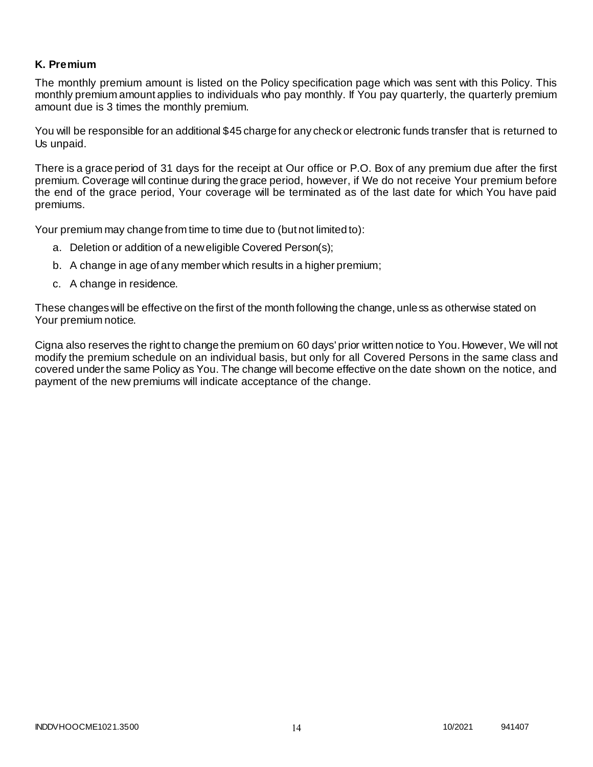### K. Premium

The monthly premium amount is listed on the Policy specification page which was sent with this Policy. This monthly premium amount applies to individuals who pay monthly. If You pay quarterly, the quarterly premium amount due is 3 times the monthly premium.

You will be responsible for an additional $45 charge for any check or electronic funds transfer that is returned to Us unpaid.

There is a grace period of 31 days for the receipt at Our office or P.O. Box of any premium due after the first premium. Coverage will continue during the grace period, however, if We do not receive Your premium before the end of the grace period, Your coverage will be terminated as of the last date for which You have paid premiums.

Your premium may change from time to time due to (but not limited to):

a. Deletion or addition of a new eligible Covered Person(s);
b. A change in age of any member which results in a higher premium;
c. A change in residence.

These changes will be effective on the first of the month following the change, unless as otherwise stated on Your premium notice.

Cigna also reserves the right to change the premium on 60 days' prior written notice to You. However, We will not modify the premium schedule on an individual basis, but only for all Covered Persons in the same class and covered under the same Policy as You. The change will become effective on the date shown on the notice, and payment of the new premiums will indicate acceptance of the change.